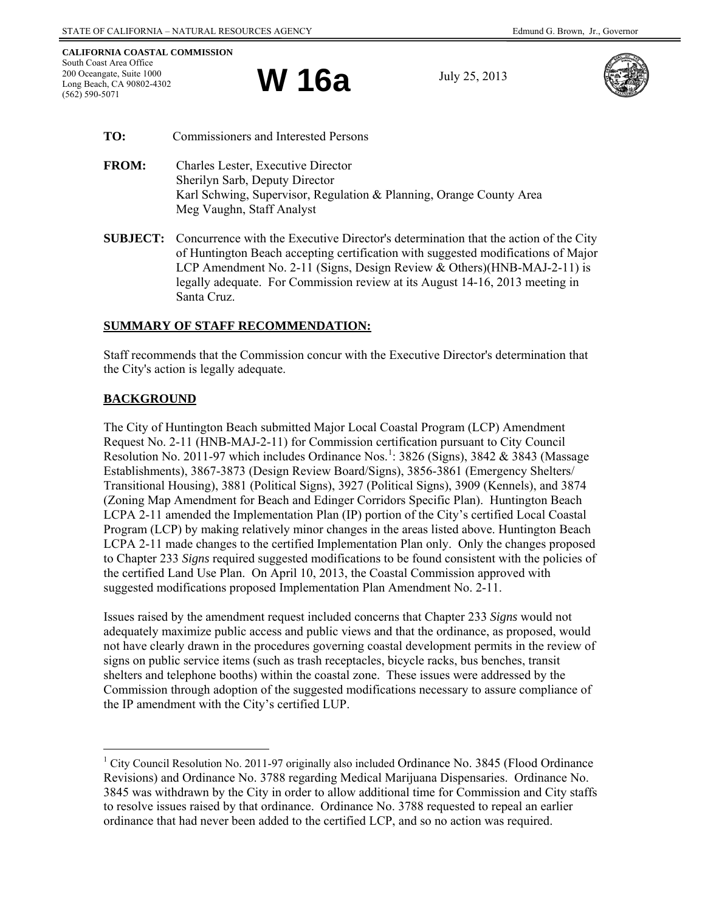STATE OF CALIFORNIA – NATURAL RESOURCES AGENCY Edmund G. Brown, Jr., Governor

**CALIFORNIA COASTAL COMMISSION**
South Coast Area Office
200 Oceangate, Suite 1000
Long Beach, CA 90802-4302
(562) 590-5071

# W 16a

July 25, 2013

**TO:** Commissioners and Interested Persons

**FROM:** Charles Lester, Executive Director
Sherilyn Sarb, Deputy Director
Karl Schwing, Supervisor, Regulation & Planning, Orange County Area
Meg Vaughn, Staff Analyst

**SUBJECT:** Concurrence with the Executive Director's determination that the action of the City of Huntington Beach accepting certification with suggested modifications of Major LCP Amendment No. 2-11 (Signs, Design Review & Others)(HNB-MAJ-2-11) is legally adequate. For Commission review at its August 14-16, 2013 meeting in Santa Cruz.

**SUMMARY OF STAFF RECOMMENDATION:**

Staff recommends that the Commission concur with the Executive Director's determination that the City's action is legally adequate.

**BACKGROUND**

The City of Huntington Beach submitted Major Local Coastal Program (LCP) Amendment Request No. 2-11 (HNB-MAJ-2-11) for Commission certification pursuant to City Council Resolution No. 2011-97 which includes Ordinance Nos.[1]: 3826 (Signs), 3842 & 3843 (Massage Establishments), 3867-3873 (Design Review Board/Signs), 3856-3861 (Emergency Shelters/ Transitional Housing), 3881 (Political Signs), 3927 (Political Signs), 3909 (Kennels), and 3874 (Zoning Map Amendment for Beach and Edinger Corridors Specific Plan). Huntington Beach LCPA 2-11 amended the Implementation Plan (IP) portion of the City's certified Local Coastal Program (LCP) by making relatively minor changes in the areas listed above. Huntington Beach LCPA 2-11 made changes to the certified Implementation Plan only. Only the changes proposed to Chapter 233 *Signs* required suggested modifications to be found consistent with the policies of the certified Land Use Plan. On April 10, 2013, the Coastal Commission approved with suggested modifications proposed Implementation Plan Amendment No. 2-11.

Issues raised by the amendment request included concerns that Chapter 233 *Signs* would not adequately maximize public access and public views and that the ordinance, as proposed, would not have clearly drawn in the procedures governing coastal development permits in the review of signs on public service items (such as trash receptacles, bicycle racks, bus benches, transit shelters and telephone booths) within the coastal zone. These issues were addressed by the Commission through adoption of the suggested modifications necessary to assure compliance of the IP amendment with the City's certified LUP.

---

[1] City Council Resolution No. 2011-97 originally also included Ordinance No. 3845 (Flood Ordinance Revisions) and Ordinance No. 3788 regarding Medical Marijuana Dispensaries. Ordinance No. 3845 was withdrawn by the City in order to allow additional time for Commission and City staffs to resolve issues raised by that ordinance. Ordinance No. 3788 requested to repeal an earlier ordinance that had never been added to the certified LCP, and so no action was required.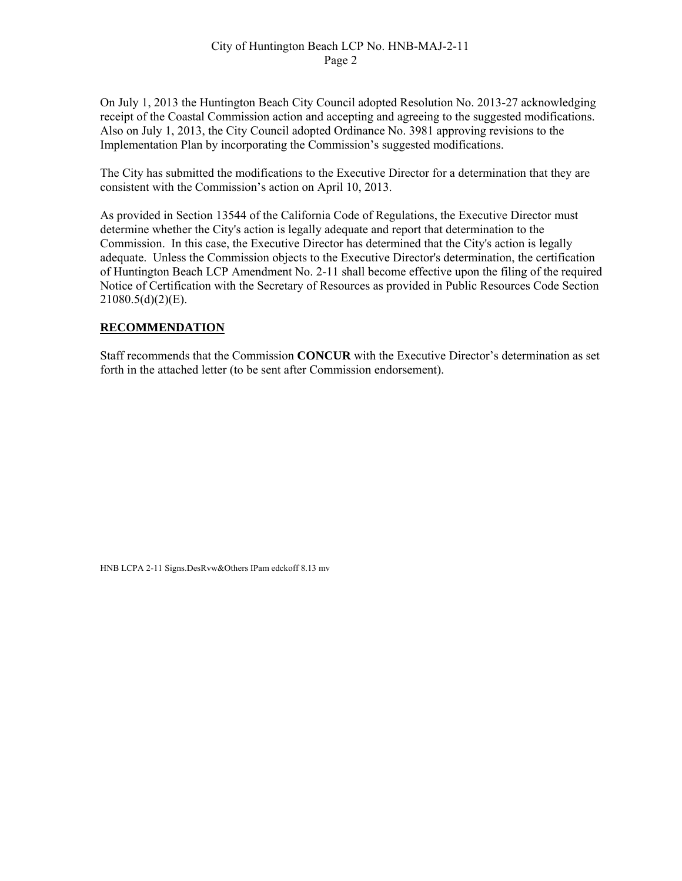On July 1, 2013 the Huntington Beach City Council adopted Resolution No. 2013-27 acknowledging receipt of the Coastal Commission action and accepting and agreeing to the suggested modifications. Also on July 1, 2013, the City Council adopted Ordinance No. 3981 approving revisions to the Implementation Plan by incorporating the Commission's suggested modifications.

The City has submitted the modifications to the Executive Director for a determination that they are consistent with the Commission's action on April 10, 2013.

As provided in Section 13544 of the California Code of Regulations, the Executive Director must determine whether the City's action is legally adequate and report that determination to the Commission. In this case, the Executive Director has determined that the City's action is legally adequate. Unless the Commission objects to the Executive Director's determination, the certification of Huntington Beach LCP Amendment No. 2-11 shall become effective upon the filing of the required Notice of Certification with the Secretary of Resources as provided in Public Resources Code Section 21080.5(d)(2)(E).

## RECOMMENDATION

Staff recommends that the Commission **CONCUR** with the Executive Director's determination as set forth in the attached letter (to be sent after Commission endorsement).

HNB LCPA 2-11 Signs.DesRvw&Others IPam edckoff 8.13 mv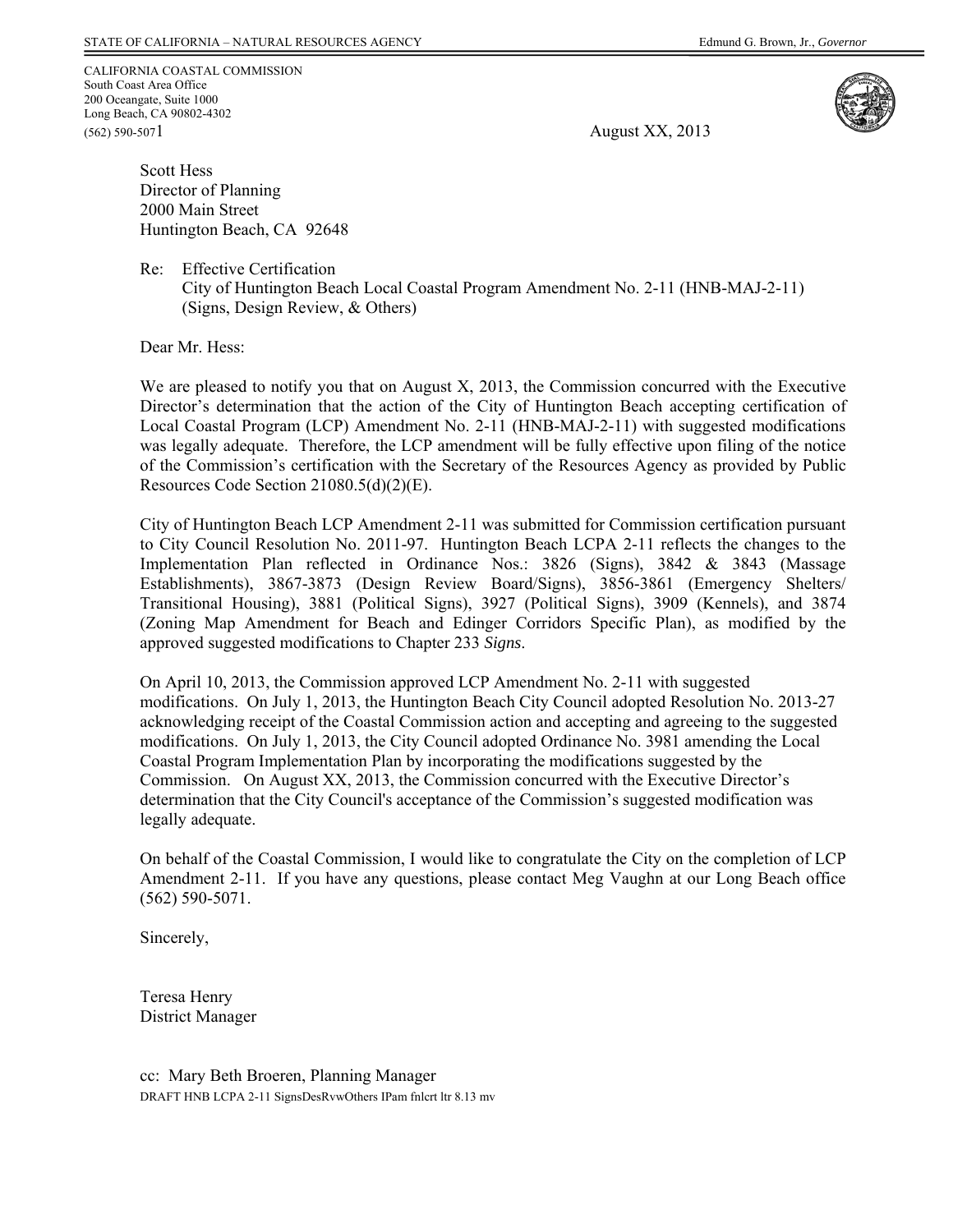STATE OF CALIFORNIA – NATURAL RESOURCES AGENCY — Edmund G. Brown, Jr., *Governor*

CALIFORNIA COASTAL COMMISSION
South Coast Area Office
200 Oceangate, Suite 1000
Long Beach, CA 90802-4302
(562) 590-5071

August XX, 2013

Scott Hess
Director of Planning
2000 Main Street
Huntington Beach, CA 92648

Re: Effective Certification
City of Huntington Beach Local Coastal Program Amendment No. 2-11 (HNB-MAJ-2-11)
(Signs, Design Review, & Others)

Dear Mr. Hess:

We are pleased to notify you that on August X, 2013, the Commission concurred with the Executive Director's determination that the action of the City of Huntington Beach accepting certification of Local Coastal Program (LCP) Amendment No. 2-11 (HNB-MAJ-2-11) with suggested modifications was legally adequate. Therefore, the LCP amendment will be fully effective upon filing of the notice of the Commission's certification with the Secretary of the Resources Agency as provided by Public Resources Code Section 21080.5(d)(2)(E).

City of Huntington Beach LCP Amendment 2-11 was submitted for Commission certification pursuant to City Council Resolution No. 2011-97. Huntington Beach LCPA 2-11 reflects the changes to the Implementation Plan reflected in Ordinance Nos.: 3826 (Signs), 3842 & 3843 (Massage Establishments), 3867-3873 (Design Review Board/Signs), 3856-3861 (Emergency Shelters/ Transitional Housing), 3881 (Political Signs), 3927 (Political Signs), 3909 (Kennels), and 3874 (Zoning Map Amendment for Beach and Edinger Corridors Specific Plan), as modified by the approved suggested modifications to Chapter 233 *Signs*.

On April 10, 2013, the Commission approved LCP Amendment No. 2-11 with suggested modifications. On July 1, 2013, the Huntington Beach City Council adopted Resolution No. 2013-27 acknowledging receipt of the Coastal Commission action and accepting and agreeing to the suggested modifications. On July 1, 2013, the City Council adopted Ordinance No. 3981 amending the Local Coastal Program Implementation Plan by incorporating the modifications suggested by the Commission. On August XX, 2013, the Commission concurred with the Executive Director's determination that the City Council's acceptance of the Commission's suggested modification was legally adequate.

On behalf of the Coastal Commission, I would like to congratulate the City on the completion of LCP Amendment 2-11. If you have any questions, please contact Meg Vaughn at our Long Beach office (562) 590-5071.

Sincerely,

Teresa Henry
District Manager

cc: Mary Beth Broeren, Planning Manager
DRAFT HNB LCPA 2-11 SignsDesRvwOthers IPam fnlcrt ltr 8.13 mv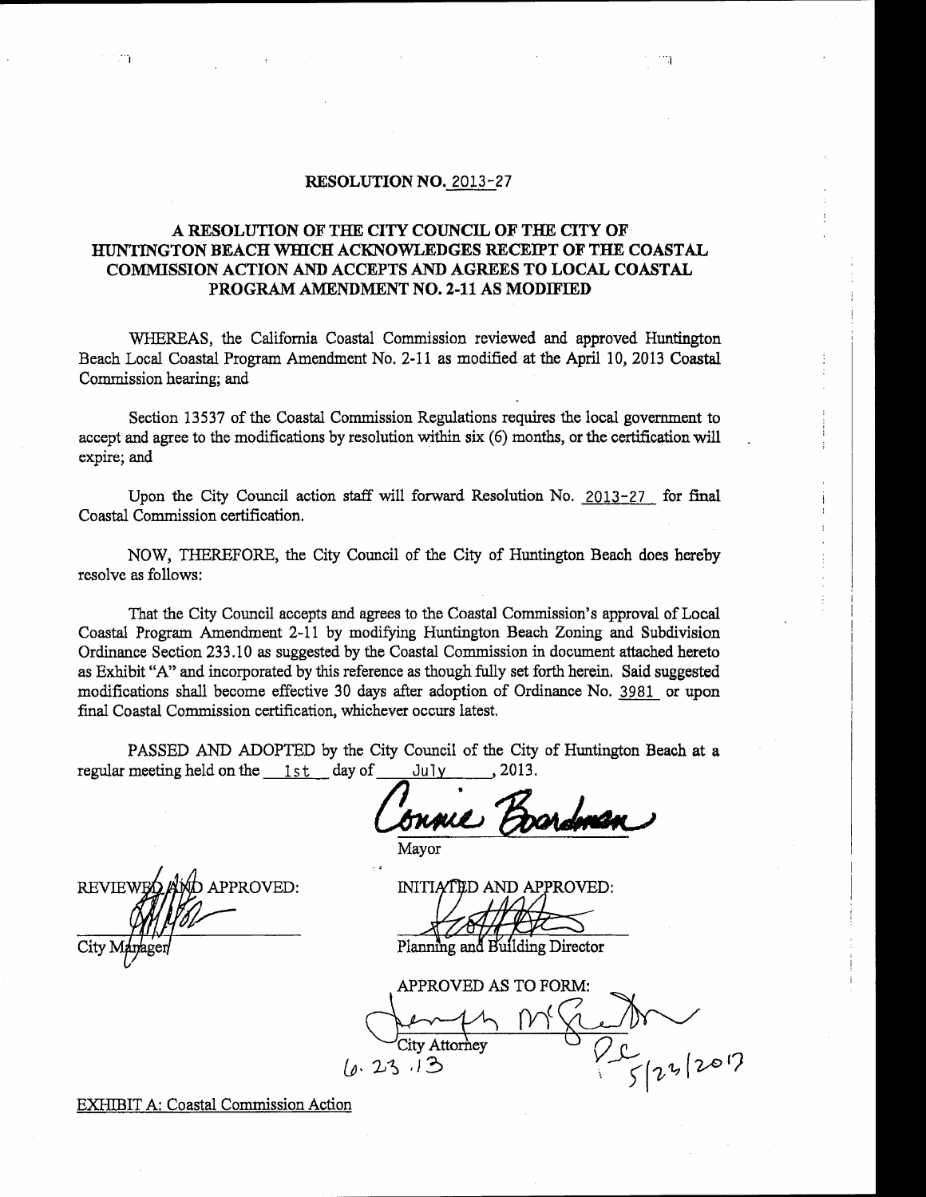**RESOLUTION NO. 2013-27**

**A RESOLUTION OF THE CITY COUNCIL OF THE CITY OF HUNTINGTON BEACH WHICH ACKNOWLEDGES RECEIPT OF THE COASTAL COMMISSION ACTION AND ACCEPTS AND AGREES TO LOCAL COASTAL PROGRAM AMENDMENT NO. 2-11 AS MODIFIED**

WHEREAS, the California Coastal Commission reviewed and approved Huntington Beach Local Coastal Program Amendment No. 2-11 as modified at the April 10, 2013 Coastal Commission hearing; and

Section 13537 of the Coastal Commission Regulations requires the local government to accept and agree to the modifications by resolution within six (6) months, or the certification will expire; and

Upon the City Council action staff will forward Resolution No. 2013-27 for final Coastal Commission certification.

NOW, THEREFORE, the City Council of the City of Huntington Beach does hereby resolve as follows:

That the City Council accepts and agrees to the Coastal Commission's approval of Local Coastal Program Amendment 2-11 by modifying Huntington Beach Zoning and Subdivision Ordinance Section 233.10 as suggested by the Coastal Commission in document attached hereto as Exhibit "A" and incorporated by this reference as though fully set forth herein. Said suggested modifications shall become effective 30 days after adoption of Ordinance No. 3981 or upon final Coastal Commission certification, whichever occurs latest.

PASSED AND ADOPTED by the City Council of the City of Huntington Beach at a regular meeting held on the 1st day of July, 2013.

Connie Boardman
Mayor

REVIEWED AND APPROVED:

City Manager

INITIATED AND APPROVED:

Planning and Building Director

APPROVED AS TO FORM:

City Attorney
6.23.13 5/23/2013

EXHIBIT A: Coastal Commission Action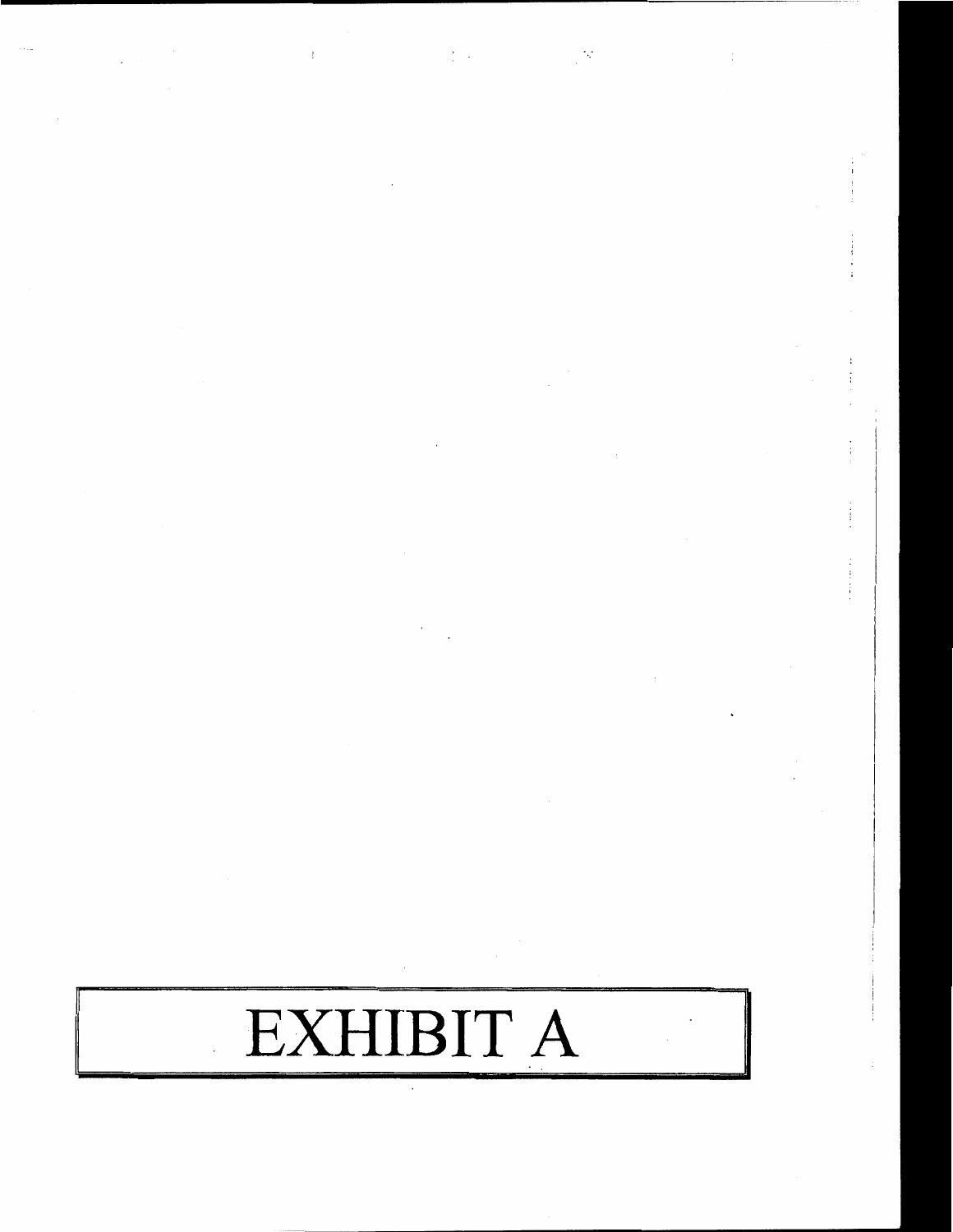# EXHIBIT A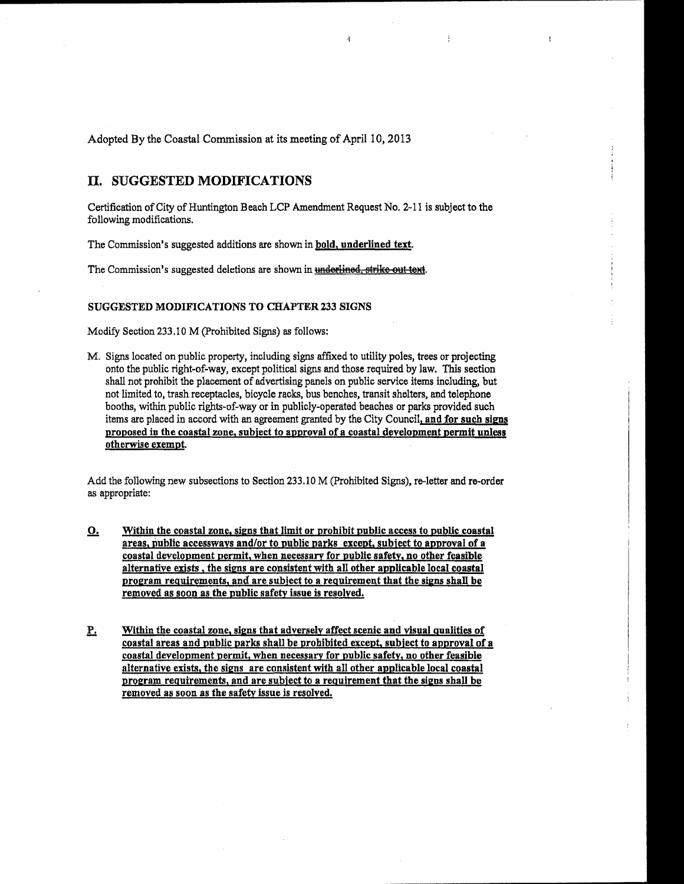Adopted By the Coastal Commission at its meeting of April 10, 2013

## II. SUGGESTED MODIFICATIONS

Certification of City of Huntington Beach LCP Amendment Request No. 2-11 is subject to the following modifications.

The Commission's suggested additions are shown in **<u>bold, underlined text</u>**.

The Commission's suggested deletions are shown in <u>~~underlined, strike out text~~</u>.

### SUGGESTED MODIFICATIONS TO CHAPTER 233 SIGNS

Modify Section 233.10 M (Prohibited Signs) as follows:

M. Signs located on public property, including signs affixed to utility poles, trees or projecting onto the public right-of-way, except political signs and those required by law. This section shall not prohibit the placement of advertising panels on public service items including, but not limited to, trash receptacles, bicycle racks, bus benches, transit shelters, and telephone booths, within public rights-of-way or in publicly-operated beaches or parks provided such items are placed in accord with an agreement granted by the City Council**<u>, and for such signs proposed in the coastal zone, subject to approval of a coastal development permit unless otherwise exempt</u>**.

Add the following new subsections to Section 233.10 M (Prohibited Signs), re-letter and re-order as appropriate:

**<u>O.</u>** **<u>Within the coastal zone, signs that limit or prohibit public access to public coastal areas, public accessways and/or to public parks except, subject to approval of a coastal development permit, when necessary for public safety, no other feasible alternative exists , the signs are consistent with all other applicable local coastal program requirements, and are subject to a requirement that the signs shall be removed as soon as the public safety issue is resolved.</u>**

**<u>P.</u>** **<u>Within the coastal zone, signs that adversely affect scenic and visual qualities of coastal areas and public parks shall be prohibited except, subject to approval of a coastal development permit, when necessary for public safety, no other feasible alternative exists, the signs are consistent with all other applicable local coastal program requirements, and are subject to a requirement that the signs shall be removed as soon as the safety issue is resolved.</u>**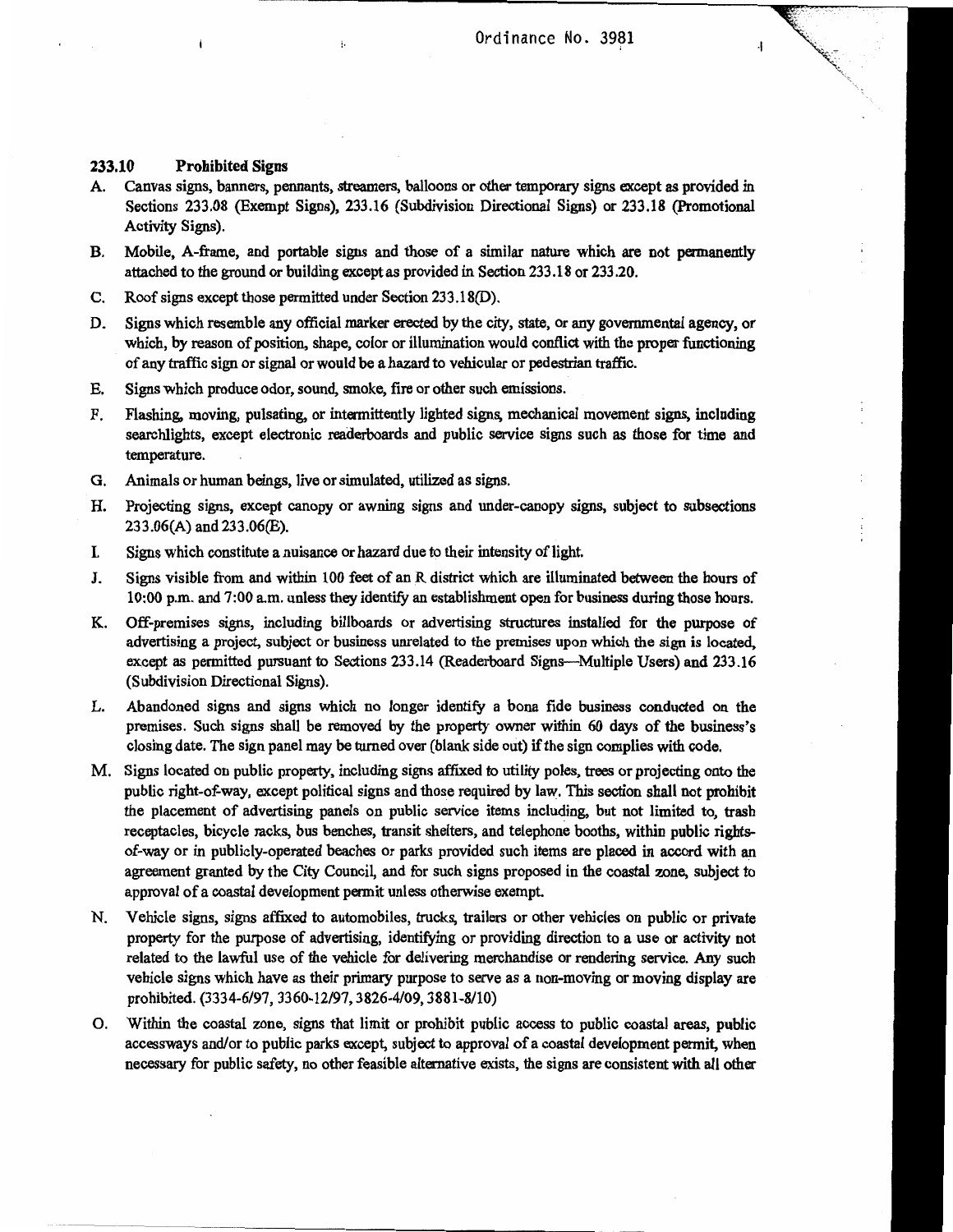### 233.10 Prohibited Signs

A. Canvas signs, banners, pennants, streamers, balloons or other temporary signs except as provided in Sections 233.08 (Exempt Signs), 233.16 (Subdivision Directional Signs) or 233.18 (Promotional Activity Signs).

B. Mobile, A-frame, and portable signs and those of a similar nature which are not permanently attached to the ground or building except as provided in Section 233.18 or 233.20.

C. Roof signs except those permitted under Section 233.18(D).

D. Signs which resemble any official marker erected by the city, state, or any governmental agency, or which, by reason of position, shape, color or illumination would conflict with the proper functioning of any traffic sign or signal or would be a hazard to vehicular or pedestrian traffic.

E. Signs which produce odor, sound, smoke, fire or other such emissions.

F. Flashing, moving, pulsating, or intermittently lighted signs, mechanical movement signs, including searchlights, except electronic readerboards and public service signs such as those for time and temperature.

G. Animals or human beings, live or simulated, utilized as signs.

H. Projecting signs, except canopy or awning signs and under-canopy signs, subject to subsections 233.06(A) and 233.06(E).

I. Signs which constitute a nuisance or hazard due to their intensity of light.

J. Signs visible from and within 100 feet of an R district which are illuminated between the hours of 10:00 p.m. and 7:00 a.m. unless they identify an establishment open for business during those hours.

K. Off-premises signs, including billboards or advertising structures installed for the purpose of advertising a project, subject or business unrelated to the premises upon which the sign is located, except as permitted pursuant to Sections 233.14 (Readerboard Signs—Multiple Users) and 233.16 (Subdivision Directional Signs).

L. Abandoned signs and signs which no longer identify a bona fide business conducted on the premises. Such signs shall be removed by the property owner within 60 days of the business's closing date. The sign panel may be turned over (blank side out) if the sign complies with code.

M. Signs located on public property, including signs affixed to utility poles, trees or projecting onto the public right-of-way, except political signs and those required by law. This section shall not prohibit the placement of advertising panels on public service items including, but not limited to, trash receptacles, bicycle racks, bus benches, transit shelters, and telephone booths, within public rights-of-way or in publicly-operated beaches or parks provided such items are placed in accord with an agreement granted by the City Council, and for such signs proposed in the coastal zone, subject to approval of a coastal development permit unless otherwise exempt.

N. Vehicle signs, signs affixed to automobiles, trucks, trailers or other vehicles on public or private property for the purpose of advertising, identifying or providing direction to a use or activity not related to the lawful use of the vehicle for delivering merchandise or rendering service. Any such vehicle signs which have as their primary purpose to serve as a non-moving or moving display are prohibited. (3334-6/97, 3360-12/97, 3826-4/09, 3881-8/10)

O. Within the coastal zone, signs that limit or prohibit public access to public coastal areas, public accessways and/or to public parks except, subject to approval of a coastal development permit, when necessary for public safety, no other feasible alternative exists, the signs are consistent with all other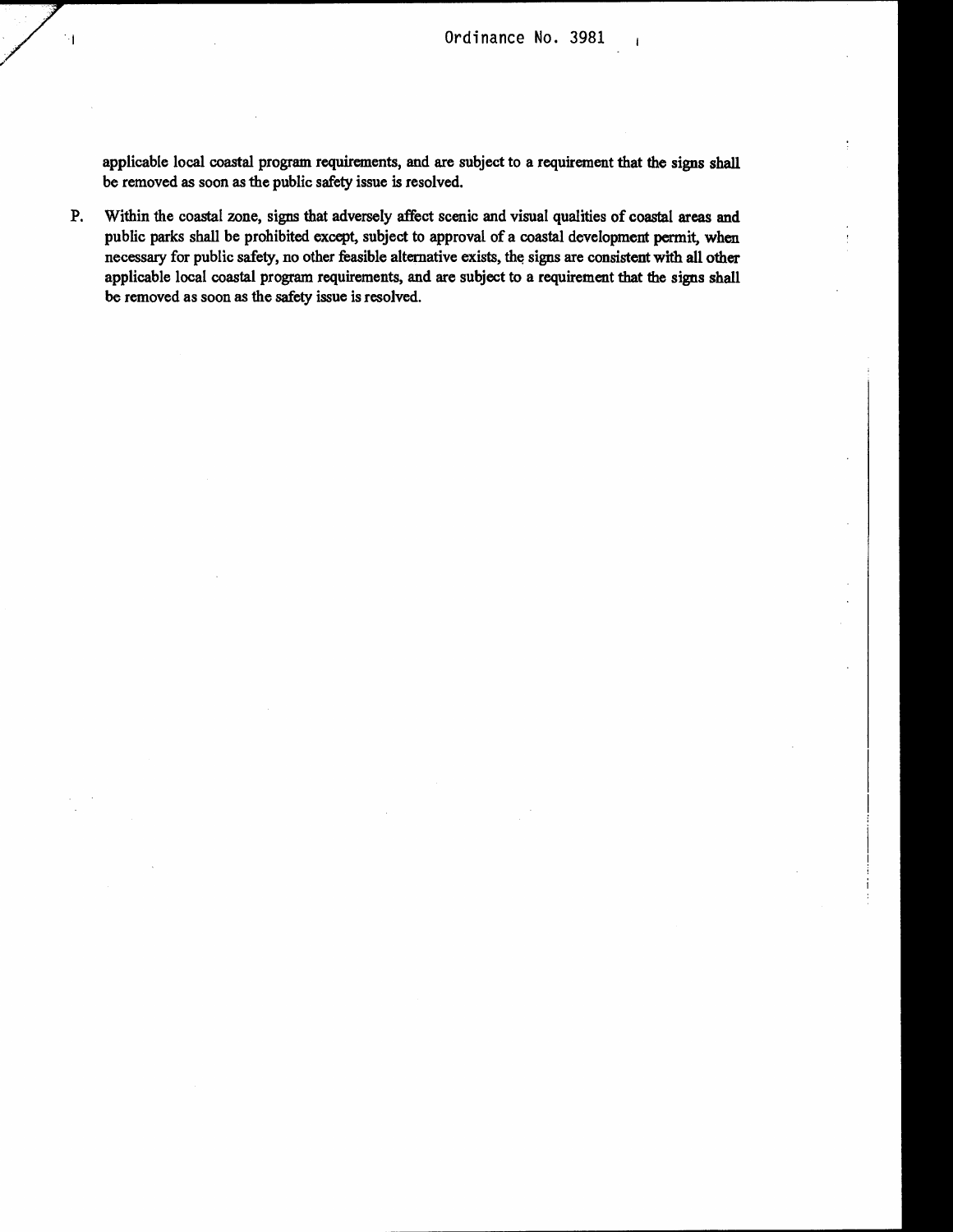applicable local coastal program requirements, and are subject to a requirement that the signs shall be removed as soon as the public safety issue is resolved.

P. Within the coastal zone, signs that adversely affect scenic and visual qualities of coastal areas and public parks shall be prohibited except, subject to approval of a coastal development permit, when necessary for public safety, no other feasible alternative exists, the signs are consistent with all other applicable local coastal program requirements, and are subject to a requirement that the signs shall be removed as soon as the safety issue is resolved.